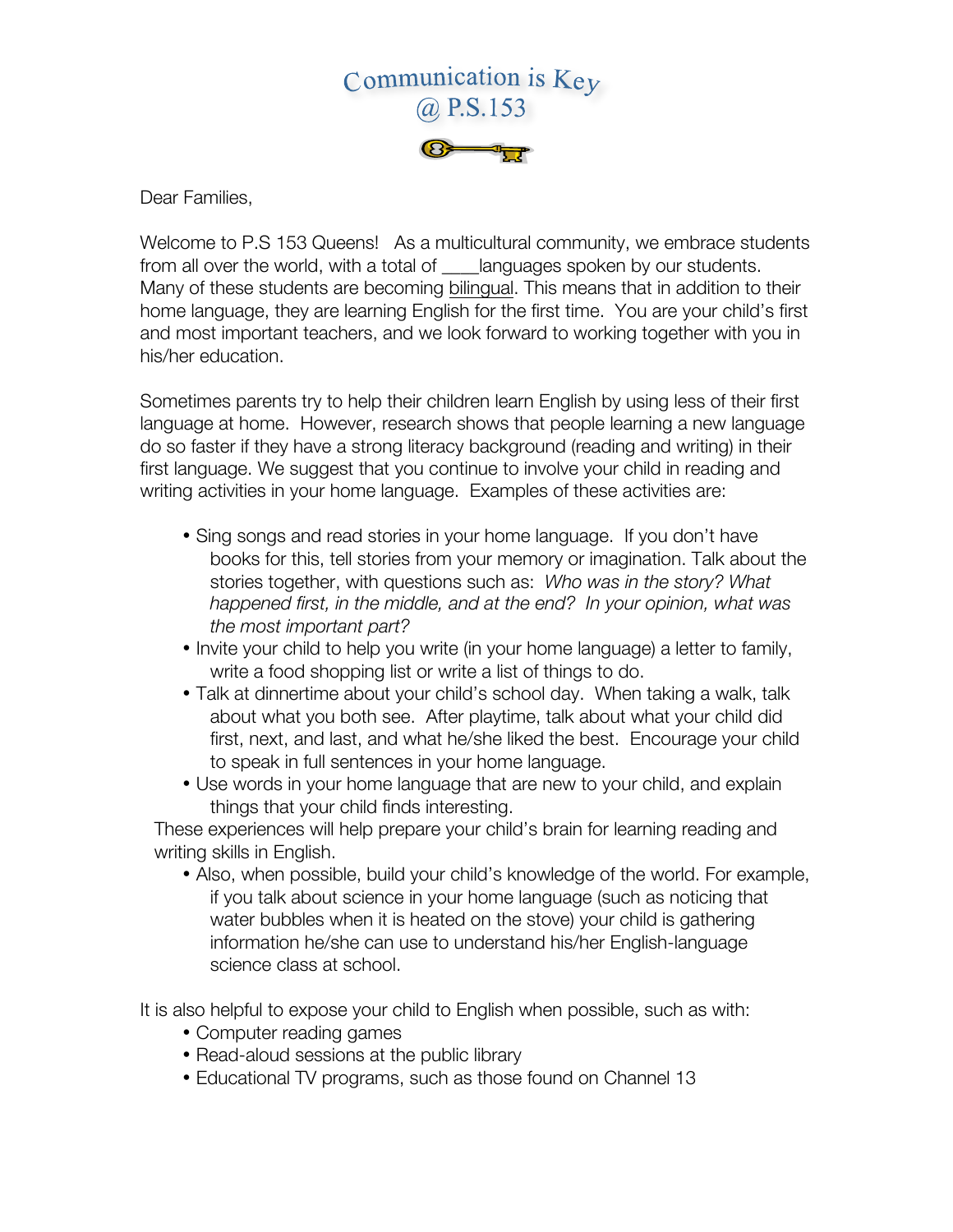# Communication is Key @ P.S.153

Dear Families,

Welcome to P.S 153 Queens! As a multicultural community, we embrace students from all over the world, with a total of ____languages spoken by our students. Many of these students are becoming bilingual. This means that in addition to their home language, they are learning English for the first time. You are your child's first and most important teachers, and we look forward to working together with you in his/her education.

Sometimes parents try to help their children learn English by using less of their first language at home. However, research shows that people learning a new language do so faster if they have a strong literacy background (reading and writing) in their first language. We suggest that you continue to involve your child in reading and writing activities in your home language. Examples of these activities are:

- Sing songs and read stories in your home language. If you don't have books for this, tell stories from your memory or imagination. Talk about the stories together, with questions such as: *Who was in the story? What happened first, in the middle, and at the end? In your opinion, what was the most important part?*
- Invite your child to help you write (in your home language) a letter to family, write a food shopping list or write a list of things to do.
- Talk at dinnertime about your child's school day. When taking a walk, talk about what you both see. After playtime, talk about what your child did first, next, and last, and what he/she liked the best. Encourage your child to speak in full sentences in your home language.
- Use words in your home language that are new to your child, and explain things that your child finds interesting.

These experiences will help prepare your child's brain for learning reading and writing skills in English.

- Also, when possible, build your child's knowledge of the world. For example, if you talk about science in your home language (such as noticing that water bubbles when it is heated on the stove) your child is gathering information he/she can use to understand his/her English-language science class at school.

It is also helpful to expose your child to English when possible, such as with:

- Computer reading games
- Read-aloud sessions at the public library
- Educational TV programs, such as those found on Channel 13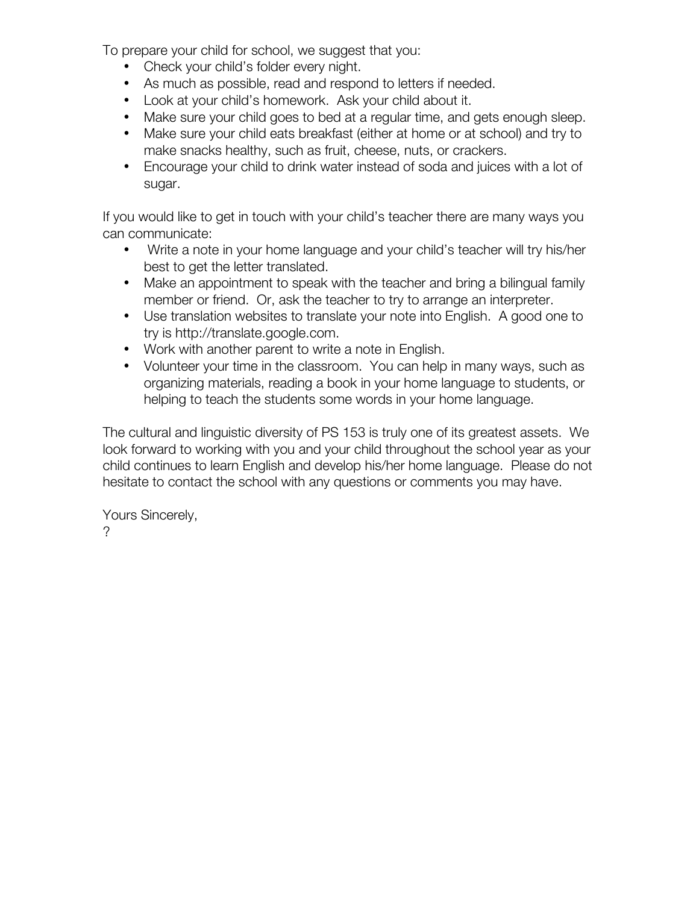To prepare your child for school, we suggest that you:

- Check your child's folder every night.
- As much as possible, read and respond to letters if needed.
- Look at your child's homework. Ask your child about it.
- Make sure your child goes to bed at a regular time, and gets enough sleep.
- Make sure your child eats breakfast (either at home or at school) and try to make snacks healthy, such as fruit, cheese, nuts, or crackers.
- Encourage your child to drink water instead of soda and juices with a lot of sugar.

If you would like to get in touch with your child's teacher there are many ways you can communicate:

- Write a note in your home language and your child's teacher will try his/her best to get the letter translated.
- Make an appointment to speak with the teacher and bring a bilingual family member or friend. Or, ask the teacher to try to arrange an interpreter.
- Use translation websites to translate your note into English. A good one to try is http://translate.google.com.
- Work with another parent to write a note in English.
- Volunteer your time in the classroom. You can help in many ways, such as organizing materials, reading a book in your home language to students, or helping to teach the students some words in your home language.

The cultural and linguistic diversity of PS 153 is truly one of its greatest assets. We look forward to working with you and your child throughout the school year as your child continues to learn English and develop his/her home language. Please do not hesitate to contact the school with any questions or comments you may have.

Yours Sincerely,
?